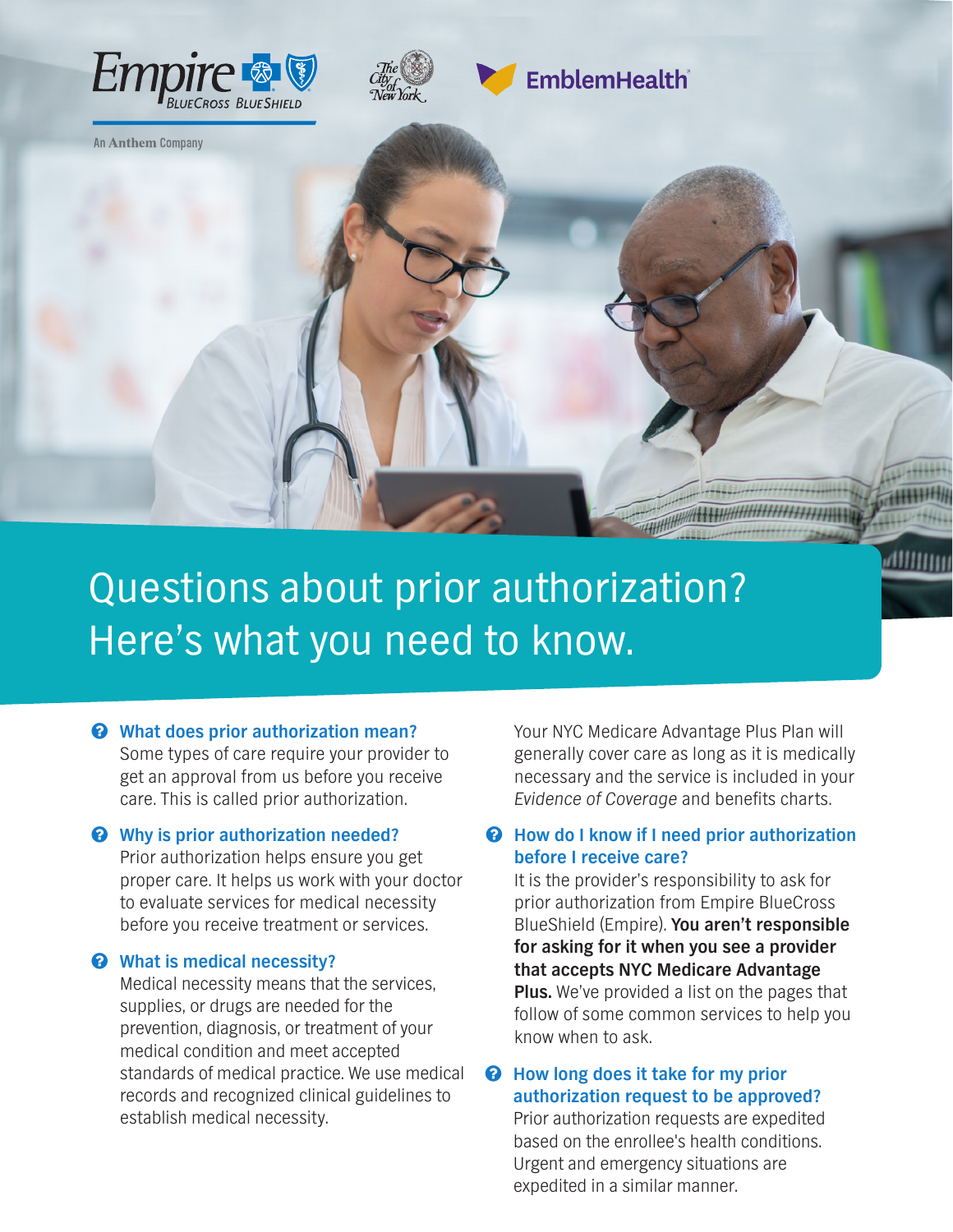# Questions about prior authorization? Here's what you need to know.

### What does prior authorization mean?

Some types of care require your provider to get an approval from us before you receive care. This is called prior authorization.

### Why is prior authorization needed?

Prior authorization helps ensure you get proper care. It helps us work with your doctor to evaluate services for medical necessity before you receive treatment or services.

### What is medical necessity?

Medical necessity means that the services, supplies, or drugs are needed for the prevention, diagnosis, or treatment of your medical condition and meet accepted standards of medical practice. We use medical records and recognized clinical guidelines to establish medical necessity.

Your NYC Medicare Advantage Plus Plan will generally cover care as long as it is medically necessary and the service is included in your *Evidence of Coverage* and benefits charts.

### How do I know if I need prior authorization before I receive care?

It is the provider's responsibility to ask for prior authorization from Empire BlueCross BlueShield (Empire). **You aren't responsible for asking for it when you see a provider that accepts NYC Medicare Advantage Plus.** We've provided a list on the pages that follow of some common services to help you know when to ask.

### How long does it take for my prior authorization request to be approved?

Prior authorization requests are expedited based on the enrollee's health conditions. Urgent and emergency situations are expedited in a similar manner.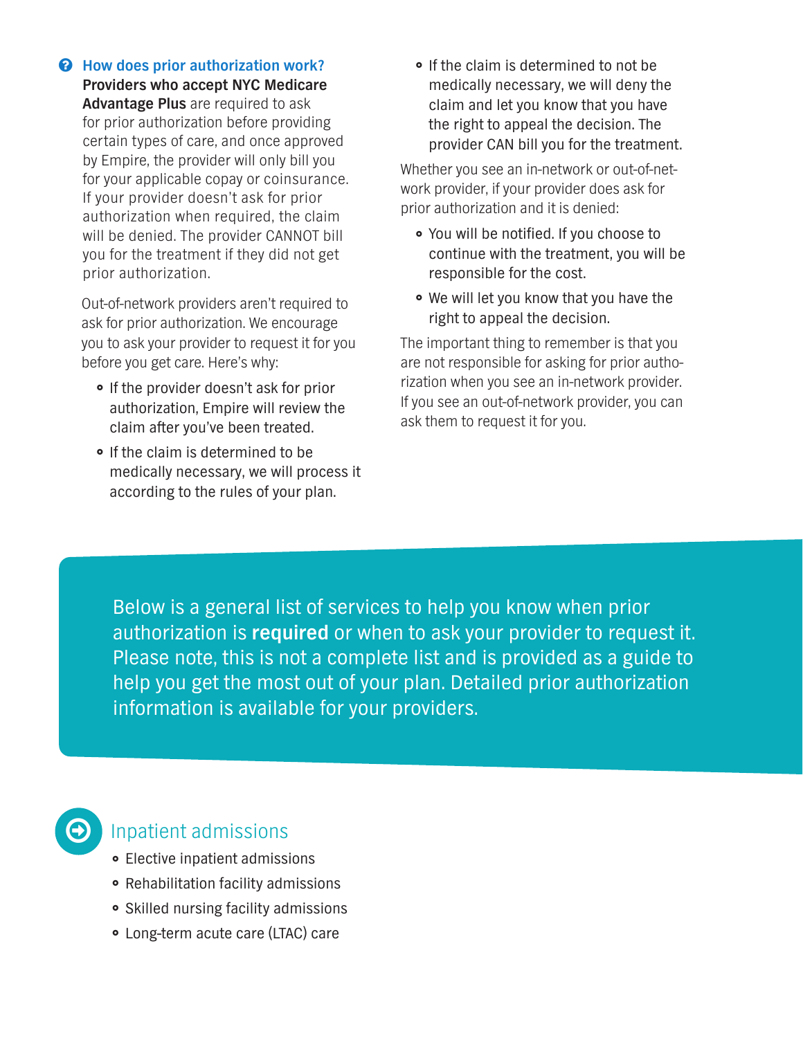## How does prior authorization work?

**Providers who accept NYC Medicare Advantage Plus** are required to ask for prior authorization before providing certain types of care, and once approved by Empire, the provider will only bill you for your applicable copay or coinsurance. If your provider doesn't ask for prior authorization when required, the claim will be denied. The provider CANNOT bill you for the treatment if they did not get prior authorization.

Out-of-network providers aren't required to ask for prior authorization. We encourage you to ask your provider to request it for you before you get care. Here's why:

- If the provider doesn't ask for prior authorization, Empire will review the claim after you've been treated.
- If the claim is determined to be medically necessary, we will process it according to the rules of your plan.
- If the claim is determined to not be medically necessary, we will deny the claim and let you know that you have the right to appeal the decision. The provider CAN bill you for the treatment.

Whether you see an in-network or out-of-network provider, if your provider does ask for prior authorization and it is denied:

- You will be notified. If you choose to continue with the treatment, you will be responsible for the cost.
- We will let you know that you have the right to appeal the decision.

The important thing to remember is that you are not responsible for asking for prior authorization when you see an in-network provider. If you see an out-of-network provider, you can ask them to request it for you.

Below is a general list of services to help you know when prior authorization is **required** or when to ask your provider to request it. Please note, this is not a complete list and is provided as a guide to help you get the most out of your plan. Detailed prior authorization information is available for your providers.

## Inpatient admissions

- Elective inpatient admissions
- Rehabilitation facility admissions
- Skilled nursing facility admissions
- Long-term acute care (LTAC) care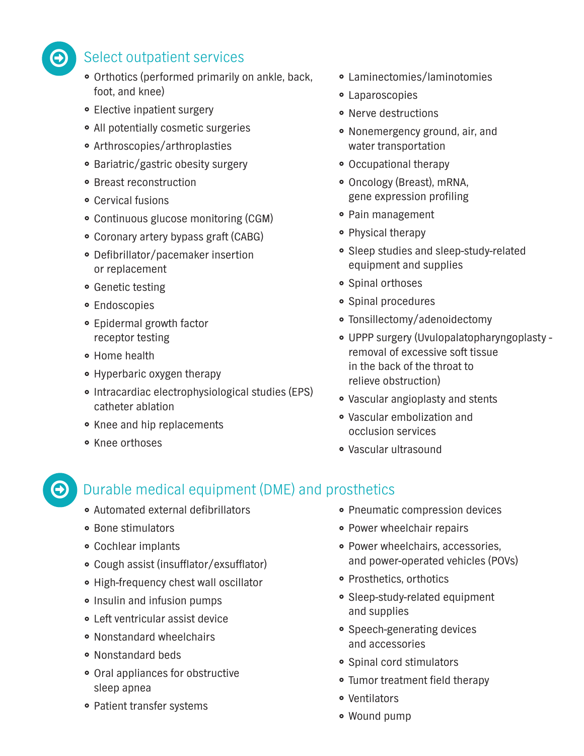## Select outpatient services

- Orthotics (performed primarily on ankle, back, foot, and knee)
- Elective inpatient surgery
- All potentially cosmetic surgeries
- Arthroscopies/arthroplasties
- Bariatric/gastric obesity surgery
- Breast reconstruction
- Cervical fusions
- Continuous glucose monitoring (CGM)
- Coronary artery bypass graft (CABG)
- Defibrillator/pacemaker insertion or replacement
- Genetic testing
- Endoscopies
- Epidermal growth factor receptor testing
- Home health
- Hyperbaric oxygen therapy
- Intracardiac electrophysiological studies (EPS) catheter ablation
- Knee and hip replacements
- Knee orthoses
- Laminectomies/laminotomies
- Laparoscopies
- Nerve destructions
- Nonemergency ground, air, and water transportation
- Occupational therapy
- Oncology (Breast), mRNA, gene expression profiling
- Pain management
- Physical therapy
- Sleep studies and sleep-study-related equipment and supplies
- Spinal orthoses
- Spinal procedures
- Tonsillectomy/adenoidectomy
- UPPP surgery (Uvulopalatopharyngoplasty - removal of excessive soft tissue in the back of the throat to relieve obstruction)
- Vascular angioplasty and stents
- Vascular embolization and occlusion services
- Vascular ultrasound

## Durable medical equipment (DME) and prosthetics

- Automated external defibrillators
- Bone stimulators
- Cochlear implants
- Cough assist (insufflator/exsufflator)
- High-frequency chest wall oscillator
- Insulin and infusion pumps
- Left ventricular assist device
- Nonstandard wheelchairs
- Nonstandard beds
- Oral appliances for obstructive sleep apnea
- Patient transfer systems
- Pneumatic compression devices
- Power wheelchair repairs
- Power wheelchairs, accessories, and power-operated vehicles (POVs)
- Prosthetics, orthotics
- Sleep-study-related equipment and supplies
- Speech-generating devices and accessories
- Spinal cord stimulators
- Tumor treatment field therapy
- Ventilators
- Wound pump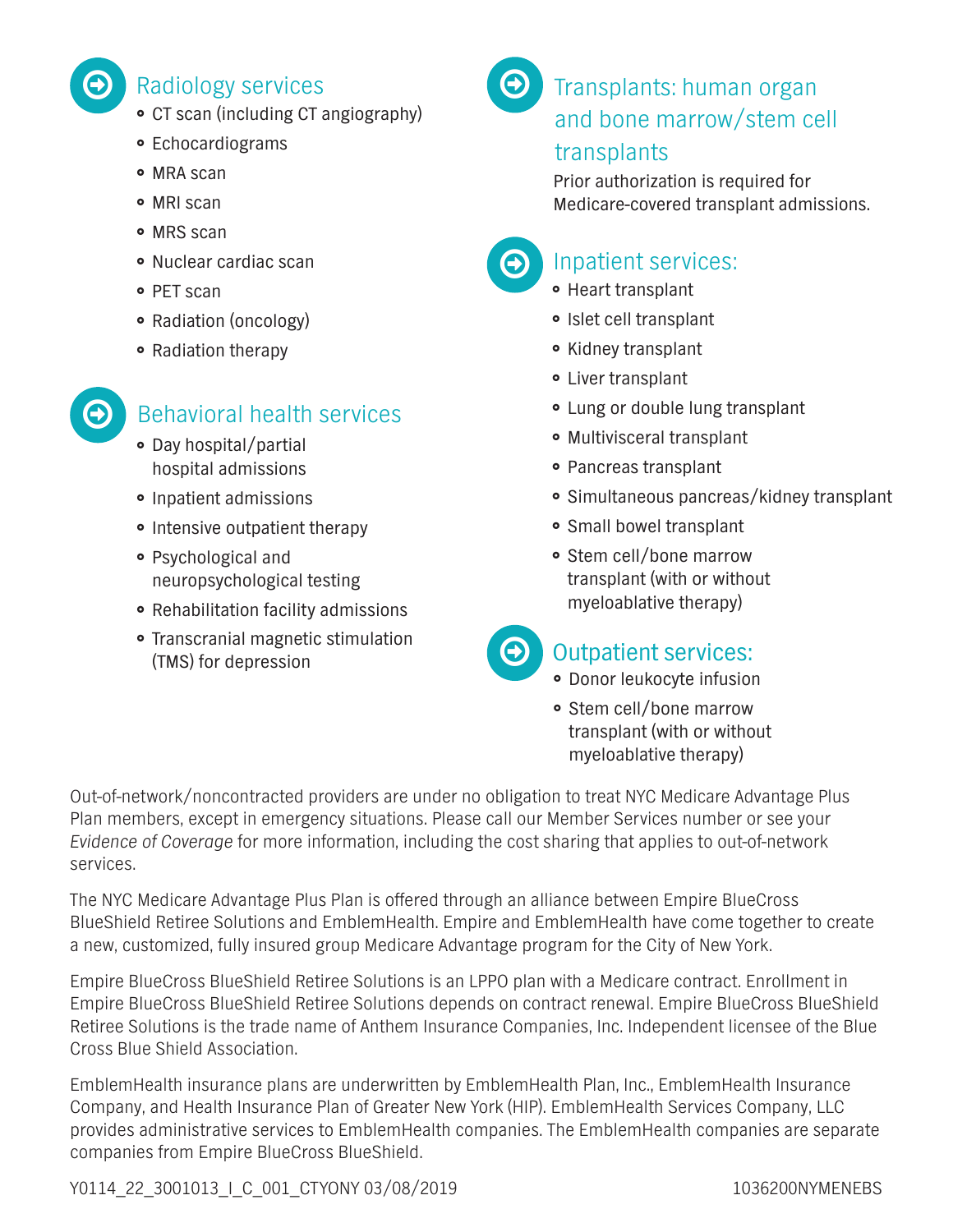## Radiology services

- CT scan (including CT angiography)
- Echocardiograms
- MRA scan
- MRI scan
- MRS scan
- Nuclear cardiac scan
- PET scan
- Radiation (oncology)
- Radiation therapy

## Behavioral health services

- Day hospital/partial hospital admissions
- Inpatient admissions
- Intensive outpatient therapy
- Psychological and neuropsychological testing
- Rehabilitation facility admissions
- Transcranial magnetic stimulation (TMS) for depression

## Transplants: human organ and bone marrow/stem cell transplants

Prior authorization is required for Medicare-covered transplant admissions.

## Inpatient services:

- Heart transplant
- Islet cell transplant
- Kidney transplant
- Liver transplant
- Lung or double lung transplant
- Multivisceral transplant
- Pancreas transplant
- Simultaneous pancreas/kidney transplant
- Small bowel transplant
- Stem cell/bone marrow transplant (with or without myeloablative therapy)

## Outpatient services:

- Donor leukocyte infusion
- Stem cell/bone marrow transplant (with or without myeloablative therapy)

Out-of-network/noncontracted providers are under no obligation to treat NYC Medicare Advantage Plus Plan members, except in emergency situations. Please call our Member Services number or see your *Evidence of Coverage* for more information, including the cost sharing that applies to out-of-network services.

The NYC Medicare Advantage Plus Plan is offered through an alliance between Empire BlueCross BlueShield Retiree Solutions and EmblemHealth. Empire and EmblemHealth have come together to create a new, customized, fully insured group Medicare Advantage program for the City of New York.

Empire BlueCross BlueShield Retiree Solutions is an LPPO plan with a Medicare contract. Enrollment in Empire BlueCross BlueShield Retiree Solutions depends on contract renewal. Empire BlueCross BlueShield Retiree Solutions is the trade name of Anthem Insurance Companies, Inc. Independent licensee of the Blue Cross Blue Shield Association.

EmblemHealth insurance plans are underwritten by EmblemHealth Plan, Inc., EmblemHealth Insurance Company, and Health Insurance Plan of Greater New York (HIP). EmblemHealth Services Company, LLC provides administrative services to EmblemHealth companies. The EmblemHealth companies are separate companies from Empire BlueCross BlueShield.

Y0114_22_3001013_I_C_001_CTYONY 03/08/2019 1036200NYMENEBS